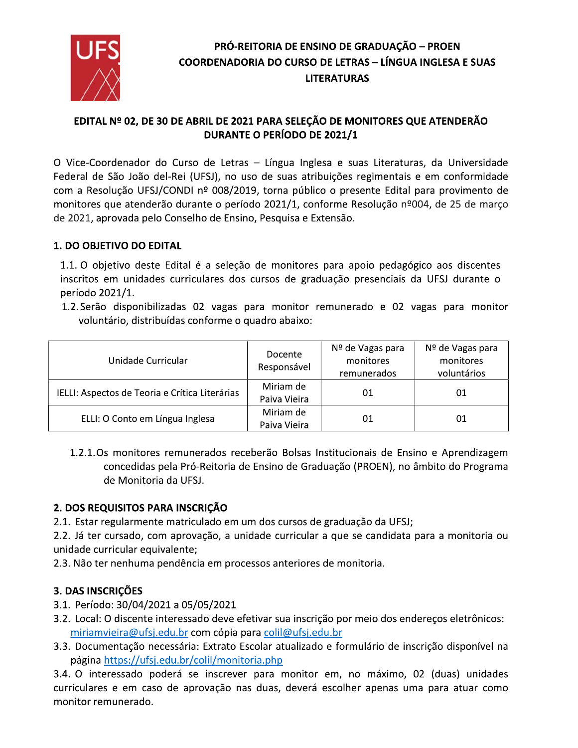**PRÓ-REITORIA DE ENSINO DE GRADUAÇÃO – PROEN**
**COORDENADORIA DO CURSO DE LETRAS – LÍNGUA INGLESA E SUAS LITERATURAS**

# EDITAL Nº 02, DE 30 DE ABRIL DE 2021 PARA SELEÇÃO DE MONITORES QUE ATENDERÃO DURANTE O PERÍODO DE 2021/1

O Vice-Coordenador do Curso de Letras – Língua Inglesa e suas Literaturas, da Universidade Federal de São João del-Rei (UFSJ), no uso de suas atribuições regimentais e em conformidade com a Resolução UFSJ/CONDI nº 008/2019, torna público o presente Edital para provimento de monitores que atenderão durante o período 2021/1, conforme Resolução nº004, de 25 de março de 2021, aprovada pelo Conselho de Ensino, Pesquisa e Extensão.

## 1. DO OBJETIVO DO EDITAL

1.1. O objetivo deste Edital é a seleção de monitores para apoio pedagógico aos discentes inscritos em unidades curriculares dos cursos de graduação presenciais da UFSJ durante o período 2021/1.

1.2. Serão disponibilizadas 02 vagas para monitor remunerado e 02 vagas para monitor voluntário, distribuídas conforme o quadro abaixo:

| Unidade Curricular | Docente Responsável | Nº de Vagas para monitores remunerados | Nº de Vagas para monitores voluntários |
|---|---|---|---|
| IELLI: Aspectos de Teoria e Crítica Literárias | Miriam de Paiva Vieira | 01 | 01 |
| ELLI: O Conto em Língua Inglesa | Miriam de Paiva Vieira | 01 | 01 |

1.2.1. Os monitores remunerados receberão Bolsas Institucionais de Ensino e Aprendizagem concedidas pela Pró-Reitoria de Ensino de Graduação (PROEN), no âmbito do Programa de Monitoria da UFSJ.

## 2. DOS REQUISITOS PARA INSCRIÇÃO

2.1. Estar regularmente matriculado em um dos cursos de graduação da UFSJ;

2.2. Já ter cursado, com aprovação, a unidade curricular a que se candidata para a monitoria ou unidade curricular equivalente;

2.3. Não ter nenhuma pendência em processos anteriores de monitoria.

## 3. DAS INSCRIÇÕES

3.1. Período: 30/04/2021 a 05/05/2021

3.2. Local: O discente interessado deve efetivar sua inscrição por meio dos endereços eletrônicos: miriamvieira@ufsj.edu.br com cópia para colil@ufsj.edu.br

3.3. Documentação necessária: Extrato Escolar atualizado e formulário de inscrição disponível na página https://ufsj.edu.br/colil/monitoria.php

3.4. O interessado poderá se inscrever para monitor em, no máximo, 02 (duas) unidades curriculares e em caso de aprovação nas duas, deverá escolher apenas uma para atuar como monitor remunerado.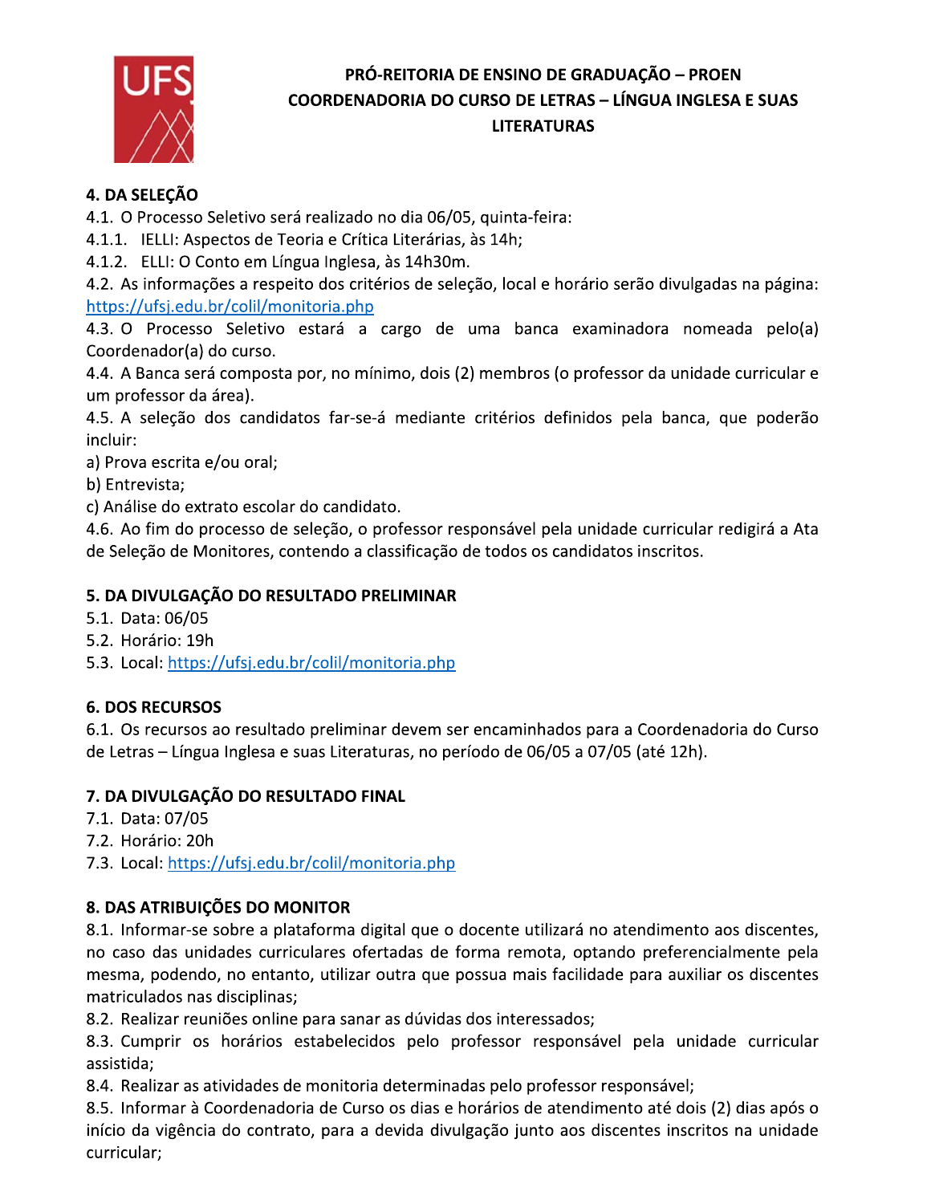**PRÓ-REITORIA DE ENSINO DE GRADUAÇÃO – PROEN**
**COORDENADORIA DO CURSO DE LETRAS – LÍNGUA INGLESA E SUAS LITERATURAS**

## 4. DA SELEÇÃO

4.1. O Processo Seletivo será realizado no dia 06/05, quinta-feira:

4.1.1. IELLI: Aspectos de Teoria e Crítica Literárias, às 14h;

4.1.2. ELLI: O Conto em Língua Inglesa, às 14h30m.

4.2. As informações a respeito dos critérios de seleção, local e horário serão divulgadas na página: https://ufsj.edu.br/colil/monitoria.php

4.3. O Processo Seletivo estará a cargo de uma banca examinadora nomeada pelo(a) Coordenador(a) do curso.

4.4. A Banca será composta por, no mínimo, dois (2) membros (o professor da unidade curricular e um professor da área).

4.5. A seleção dos candidatos far-se-á mediante critérios definidos pela banca, que poderão incluir:

a) Prova escrita e/ou oral;

b) Entrevista;

c) Análise do extrato escolar do candidato.

4.6. Ao fim do processo de seleção, o professor responsável pela unidade curricular redigirá a Ata de Seleção de Monitores, contendo a classificação de todos os candidatos inscritos.

## 5. DA DIVULGAÇÃO DO RESULTADO PRELIMINAR

5.1. Data: 06/05

5.2. Horário: 19h

5.3. Local: https://ufsj.edu.br/colil/monitoria.php

## 6. DOS RECURSOS

6.1. Os recursos ao resultado preliminar devem ser encaminhados para a Coordenadoria do Curso de Letras – Língua Inglesa e suas Literaturas, no período de 06/05 a 07/05 (até 12h).

## 7. DA DIVULGAÇÃO DO RESULTADO FINAL

7.1. Data: 07/05

7.2. Horário: 20h

7.3. Local: https://ufsj.edu.br/colil/monitoria.php

## 8. DAS ATRIBUIÇÕES DO MONITOR

8.1. Informar-se sobre a plataforma digital que o docente utilizará no atendimento aos discentes, no caso das unidades curriculares ofertadas de forma remota, optando preferencialmente pela mesma, podendo, no entanto, utilizar outra que possua mais facilidade para auxiliar os discentes matriculados nas disciplinas;

8.2. Realizar reuniões online para sanar as dúvidas dos interessados;

8.3. Cumprir os horários estabelecidos pelo professor responsável pela unidade curricular assistida;

8.4. Realizar as atividades de monitoria determinadas pelo professor responsável;

8.5. Informar à Coordenadoria de Curso os dias e horários de atendimento até dois (2) dias após o início da vigência do contrato, para a devida divulgação junto aos discentes inscritos na unidade curricular;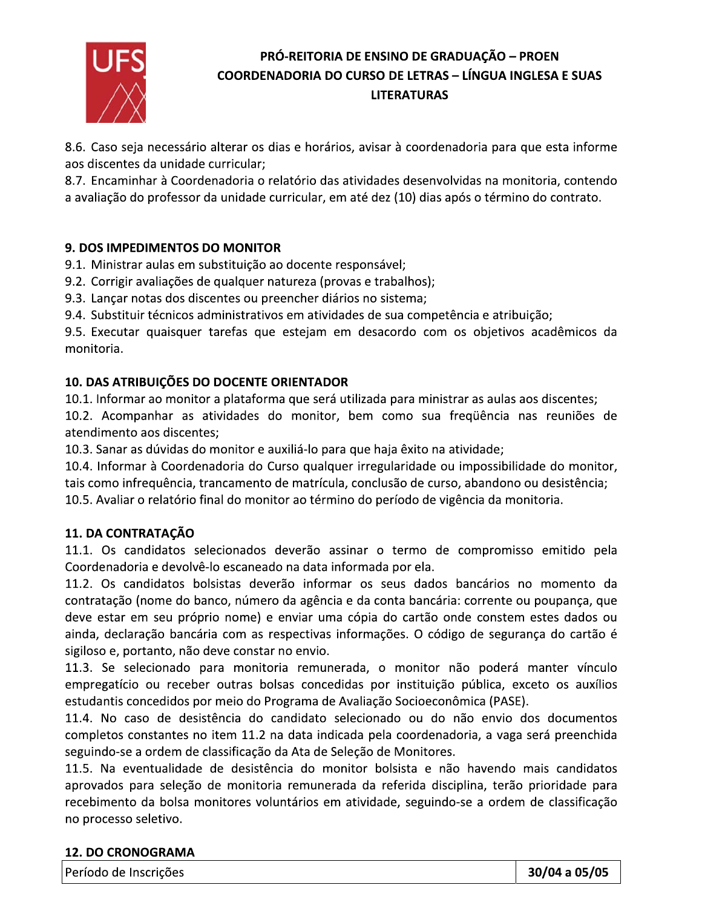8.6. Caso seja necessário alterar os dias e horários, avisar à coordenadoria para que esta informe aos discentes da unidade curricular;

8.7. Encaminhar à Coordenadoria o relatório das atividades desenvolvidas na monitoria, contendo a avaliação do professor da unidade curricular, em até dez (10) dias após o término do contrato.

## 9. DOS IMPEDIMENTOS DO MONITOR

9.1. Ministrar aulas em substituição ao docente responsável;

9.2. Corrigir avaliações de qualquer natureza (provas e trabalhos);

9.3. Lançar notas dos discentes ou preencher diários no sistema;

9.4. Substituir técnicos administrativos em atividades de sua competência e atribuição;

9.5. Executar quaisquer tarefas que estejam em desacordo com os objetivos acadêmicos da monitoria.

## 10. DAS ATRIBUIÇÕES DO DOCENTE ORIENTADOR

10.1. Informar ao monitor a plataforma que será utilizada para ministrar as aulas aos discentes;

10.2. Acompanhar as atividades do monitor, bem como sua freqüência nas reuniões de atendimento aos discentes;

10.3. Sanar as dúvidas do monitor e auxiliá-lo para que haja êxito na atividade;

10.4. Informar à Coordenadoria do Curso qualquer irregularidade ou impossibilidade do monitor, tais como infrequência, trancamento de matrícula, conclusão de curso, abandono ou desistência;

10.5. Avaliar o relatório final do monitor ao término do período de vigência da monitoria.

## 11. DA CONTRATAÇÃO

11.1. Os candidatos selecionados deverão assinar o termo de compromisso emitido pela Coordenadoria e devolvê-lo escaneado na data informada por ela.

11.2. Os candidatos bolsistas deverão informar os seus dados bancários no momento da contratação (nome do banco, número da agência e da conta bancária: corrente ou poupança, que deve estar em seu próprio nome) e enviar uma cópia do cartão onde constem estes dados ou ainda, declaração bancária com as respectivas informações. O código de segurança do cartão é sigiloso e, portanto, não deve constar no envio.

11.3. Se selecionado para monitoria remunerada, o monitor não poderá manter vínculo empregatício ou receber outras bolsas concedidas por instituição pública, exceto os auxílios estudantis concedidos por meio do Programa de Avaliação Socioeconômica (PASE).

11.4. No caso de desistência do candidato selecionado ou do não envio dos documentos completos constantes no item 11.2 na data indicada pela coordenadoria, a vaga será preenchida seguindo-se a ordem de classificação da Ata de Seleção de Monitores.

11.5. Na eventualidade de desistência do monitor bolsista e não havendo mais candidatos aprovados para seleção de monitoria remunerada da referida disciplina, terão prioridade para recebimento da bolsa monitores voluntários em atividade, seguindo-se a ordem de classificação no processo seletivo.

## 12. DO CRONOGRAMA

| Período de Inscrições | **30/04 a 05/05** |
|---|---|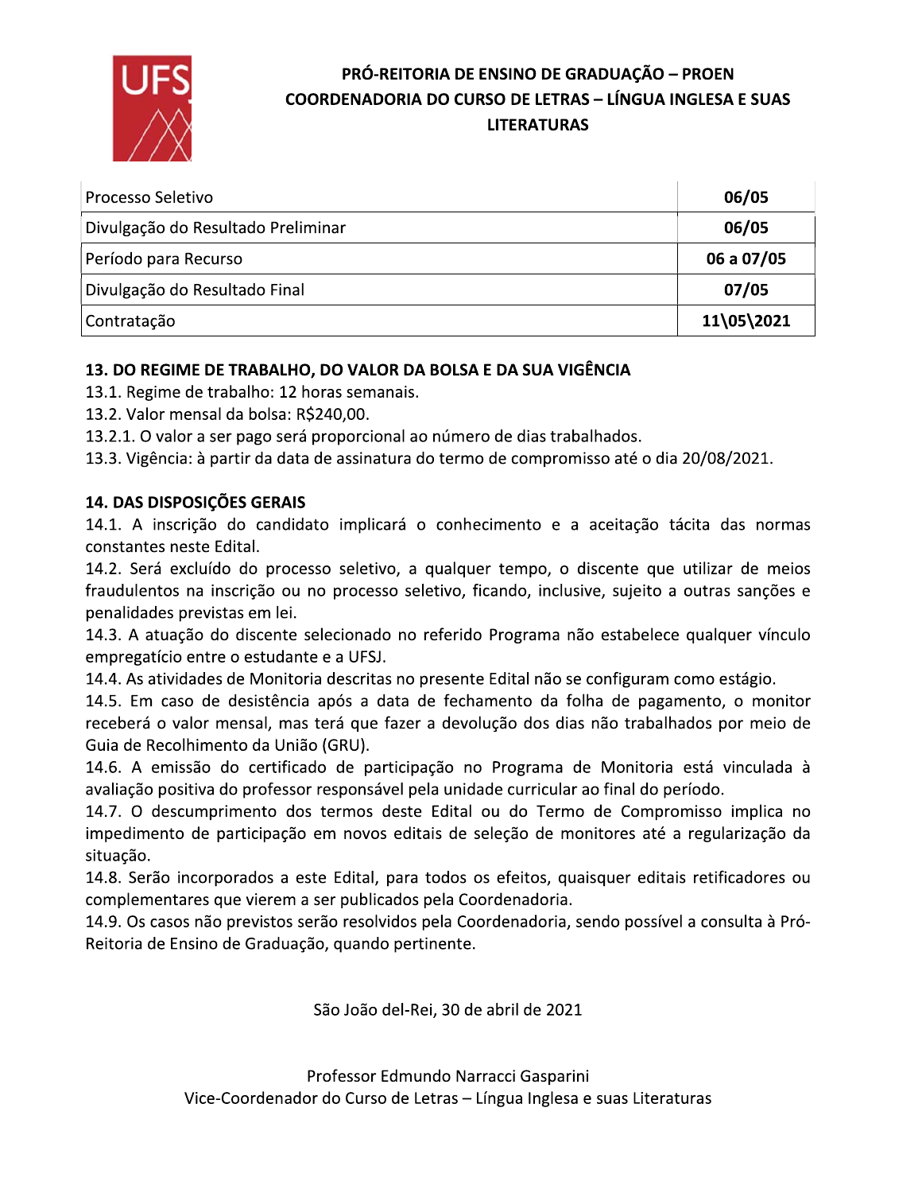| | |
|---|---|
| Processo Seletivo | **06/05** |
| Divulgação do Resultado Preliminar | **06/05** |
| Período para Recurso | **06 a 07/05** |
| Divulgação do Resultado Final | **07/05** |
| Contratação | **11\05\2021** |

**13. DO REGIME DE TRABALHO, DO VALOR DA BOLSA E DA SUA VIGÊNCIA**

13.1. Regime de trabalho: 12 horas semanais.
13.2. Valor mensal da bolsa: R$240,00.
13.2.1. O valor a ser pago será proporcional ao número de dias trabalhados.
13.3. Vigência: à partir da data de assinatura do termo de compromisso até o dia 20/08/2021.

**14. DAS DISPOSIÇÕES GERAIS**

14.1. A inscrição do candidato implicará o conhecimento e a aceitação tácita das normas constantes neste Edital.
14.2. Será excluído do processo seletivo, a qualquer tempo, o discente que utilizar de meios fraudulentos na inscrição ou no processo seletivo, ficando, inclusive, sujeito a outras sanções e penalidades previstas em lei.
14.3. A atuação do discente selecionado no referido Programa não estabelece qualquer vínculo empregatício entre o estudante e a UFSJ.
14.4. As atividades de Monitoria descritas no presente Edital não se configuram como estágio.
14.5. Em caso de desistência após a data de fechamento da folha de pagamento, o monitor receberá o valor mensal, mas terá que fazer a devolução dos dias não trabalhados por meio de Guia de Recolhimento da União (GRU).
14.6. A emissão do certificado de participação no Programa de Monitoria está vinculada à avaliação positiva do professor responsável pela unidade curricular ao final do período.
14.7. O descumprimento dos termos deste Edital ou do Termo de Compromisso implica no impedimento de participação em novos editais de seleção de monitores até a regularização da situação.
14.8. Serão incorporados a este Edital, para todos os efeitos, quaisquer editais retificadores ou complementares que vierem a ser publicados pela Coordenadoria.
14.9. Os casos não previstos serão resolvidos pela Coordenadoria, sendo possível a consulta à Pró-Reitoria de Ensino de Graduação, quando pertinente.

São João del-Rei, 30 de abril de 2021

Professor Edmundo Narracci Gasparini
Vice-Coordenador do Curso de Letras – Língua Inglesa e suas Literaturas